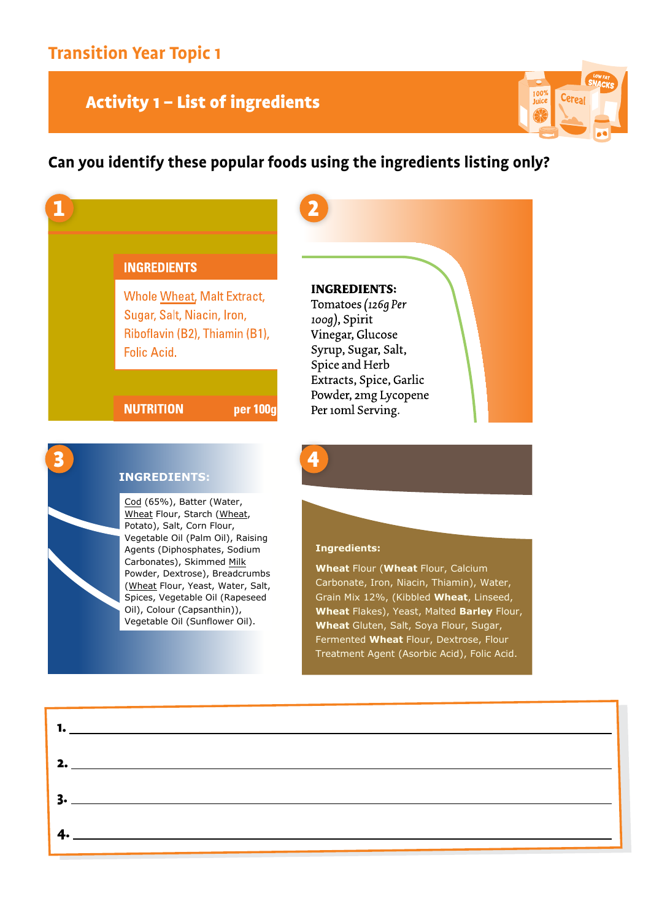# Transition Year Topic 1

## Activity 1 – List of ingredients

**Can you identify these popular foods using the ingredients listing only?**

### 1

**INGREDIENTS**

Whole Wheat, Malt Extract, Sugar, Salt, Niacin, Iron, Riboflavin (B2), Thiamin (B1), Folic Acid.

**NUTRITION** **per 100g**

### 2

**INGREDIENTS:**
Tomatoes (*126g Per 100g*), Spirit Vinegar, Glucose Syrup, Sugar, Salt, Spice and Herb Extracts, Spice, Garlic Powder, 2mg Lycopene Per 10ml Serving.

### 3

**INGREDIENTS:**

Cod (65%), Batter (Water, Wheat Flour, Starch (Wheat, Potato), Salt, Corn Flour, Vegetable Oil (Palm Oil), Raising Agents (Diphosphates, Sodium Carbonates), Skimmed Milk Powder, Dextrose), Breadcrumbs (Wheat Flour, Yeast, Water, Salt, Spices, Vegetable Oil (Rapeseed Oil), Colour (Capsanthin)), Vegetable Oil (Sunflower Oil).

### 4

**Ingredients:**

**Wheat** Flour (**Wheat** Flour, Calcium Carbonate, Iron, Niacin, Thiamin), Water, Grain Mix 12%, (Kibbled **Wheat**, Linseed, **Wheat** Flakes), Yeast, Malted **Barley** Flour, **Wheat** Gluten, Salt, Soya Flour, Sugar, Fermented **Wheat** Flour, Dextrose, Flour Treatment Agent (Asorbic Acid), Folic Acid.

1. ______________________________

2. ______________________________

3. ______________________________

4. ______________________________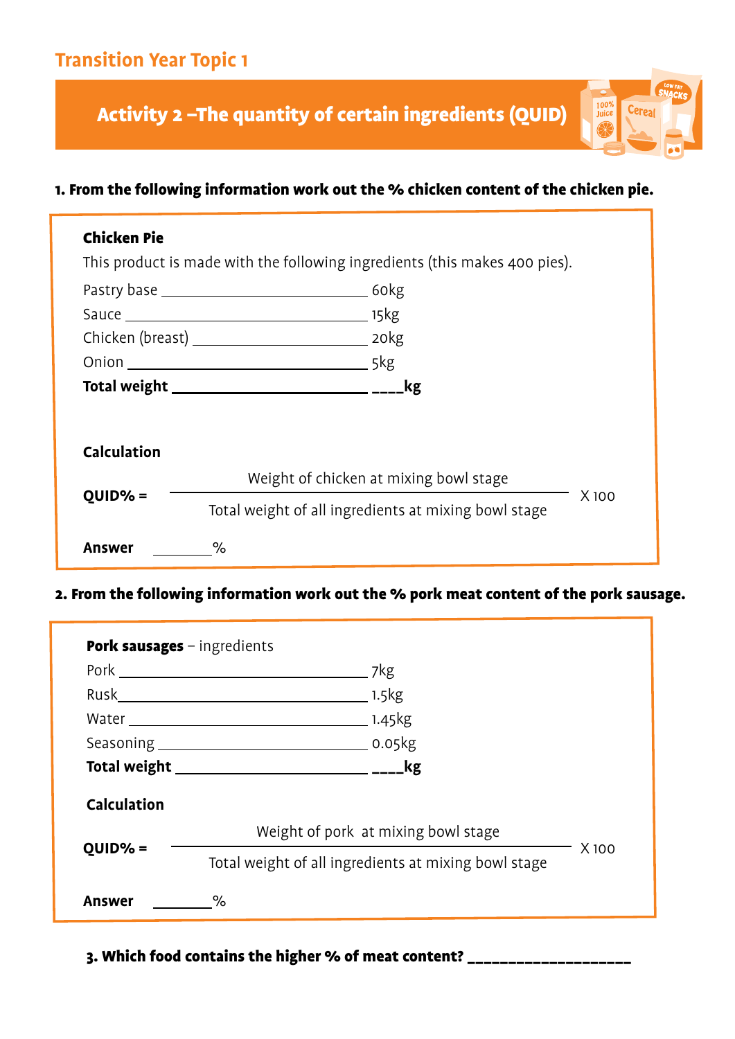## Transition Year Topic 1

# Activity 2 – The quantity of certain ingredients (QUID)

**1. From the following information work out the % chicken content of the chicken pie.**

**Chicken Pie**

This product is made with the following ingredients (this makes 400 pies).

Pastry base ______________________________ 60kg

Sauce ______________________________ 15kg

Chicken (breast) ______________________________ 20kg

Onion ______________________________ 5kg

**Total weight ______________________________ ____kg**

**Calculation**

$$\textbf{QUID\%} = \frac{\text{Weight of chicken at mixing bowl stage}}{\text{Total weight of all ingredients at mixing bowl stage}} \times 100$$

**Answer** ________%

**2. From the following information work out the % pork meat content of the pork sausage.**

**Pork sausages** – ingredients

Pork ______________________________ 7kg

Rusk ______________________________ 1.5kg

Water ______________________________ 1.45kg

Seasoning ______________________________ 0.05kg

**Total weight ______________________________ ____kg**

**Calculation**

$$\textbf{QUID\%} = \frac{\text{Weight of pork at mixing bowl stage}}{\text{Total weight of all ingredients at mixing bowl stage}} \times 100$$

**Answer** ________%

**3. Which food contains the higher % of meat content? ___________________**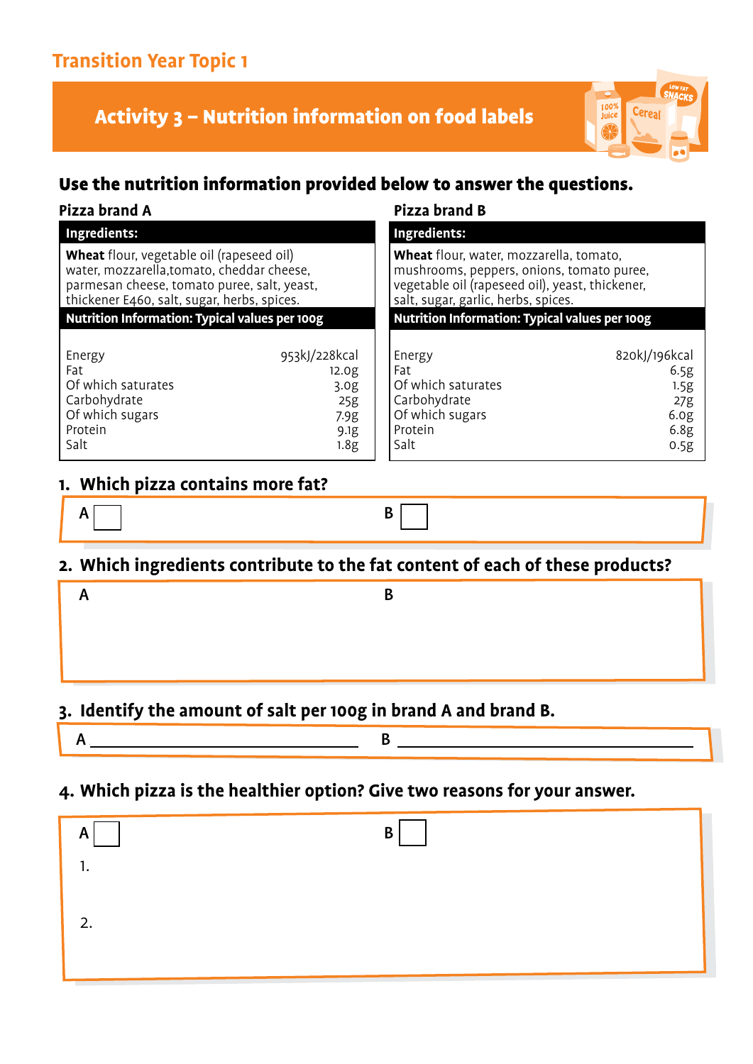## Transition Year Topic 1

# Activity 3 – Nutrition information on food labels

### Use the nutrition information provided below to answer the questions.

**Pizza brand A**

**Ingredients:**

**Wheat** flour, vegetable oil (rapeseed oil) water, mozzarella,tomato, cheddar cheese, parmesan cheese, tomato puree, salt, yeast, thickener E460, salt, sugar, herbs, spices.

| Nutrition Information: Typical values per 100g | |
|---|---|
| Energy | 953kJ/228kcal |
| Fat | 12.0g |
| Of which saturates | 3.0g |
| Carbohydrate | 25g |
| Of which sugars | 7.9g |
| Protein | 9.1g |
| Salt | 1.8g |

**Pizza brand B**

**Ingredients:**

**Wheat** flour, water, mozzarella, tomato, mushrooms, peppers, onions, tomato puree, vegetable oil (rapeseed oil), yeast, thickener, salt, sugar, garlic, herbs, spices.

| Nutrition Information: Typical values per 100g | |
|---|---|
| Energy | 820kJ/196kcal |
| Fat | 6.5g |
| Of which saturates | 1.5g |
| Carbohydrate | 27g |
| Of which sugars | 6.0g |
| Protein | 6.8g |
| Salt | 0.5g |

**1. Which pizza contains more fat?**

A ☐ B ☐

**2. Which ingredients contribute to the fat content of each of these products?**

A

B

**3. Identify the amount of salt per 100g in brand A and brand B.**

A \_\_\_\_\_\_\_\_\_\_\_\_\_\_\_\_\_\_\_\_ B \_\_\_\_\_\_\_\_\_\_\_\_\_\_\_\_\_\_\_\_

**4. Which pizza is the healthier option? Give two reasons for your answer.**

A ☐ B ☐

1.

2.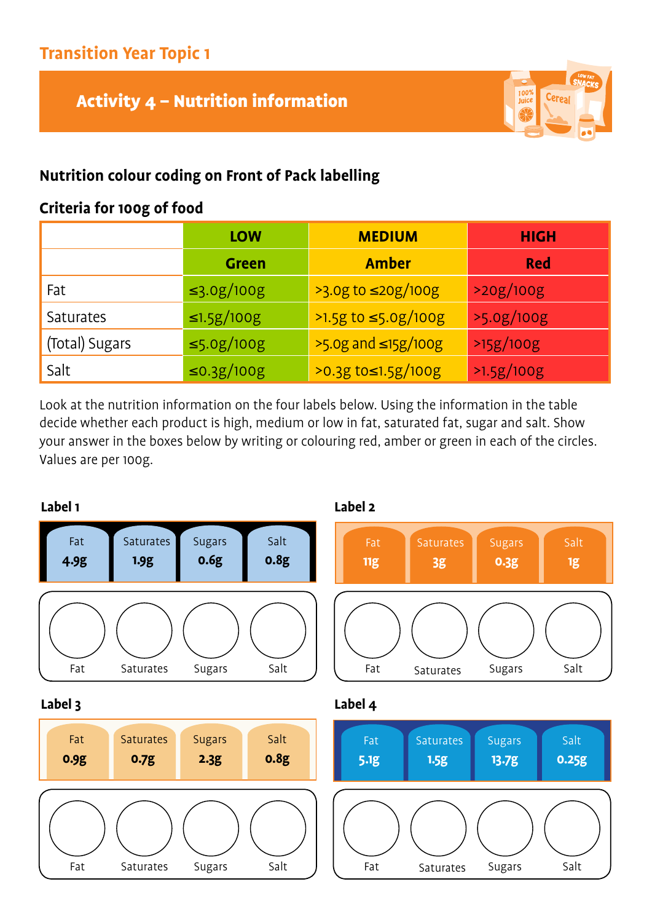## Transition Year Topic 1

# Activity 4 – Nutrition information

### Nutrition colour coding on Front of Pack labelling

### Criteria for 100g of food

| | LOW | MEDIUM | HIGH |
|---|---|---|---|
| | Green | Amber | Red |
| Fat | ≤3.0g/100g | >3.0g to ≤20g/100g | >20g/100g |
| Saturates | ≤1.5g/100g | >1.5g to ≤5.0g/100g | >5.0g/100g |
| (Total) Sugars | ≤5.0g/100g | >5.0g and ≤15g/100g | >15g/100g |
| Salt | ≤0.3g/100g | >0.3g to≤1.5g/100g | >1.5g/100g |

Look at the nutrition information on the four labels below. Using the information in the table decide whether each product is high, medium or low in fat, saturated fat, sugar and salt. Show your answer in the boxes below by writing or colouring red, amber or green in each of the circles. Values are per 100g.

**Label 1**

| Fat | Saturates | Sugars | Salt |
|---|---|---|---|
| 4.9g | 1.9g | 0.6g | 0.8g |

Fat | Saturates | Sugars | Salt

**Label 2**

| Fat | Saturates | Sugars | Salt |
|---|---|---|---|
| 11g | 3g | 0.3g | 1g |

Fat | Saturates | Sugars | Salt

**Label 3**

| Fat | Saturates | Sugars | Salt |
|---|---|---|---|
| 0.9g | 0.7g | 2.3g | 0.8g |

Fat | Saturates | Sugars | Salt

**Label 4**

| Fat | Saturates | Sugars | Salt |
|---|---|---|---|
| 5.1g | 1.5g | 13.7g | 0.25g |

Fat | Saturates | Sugars | Salt